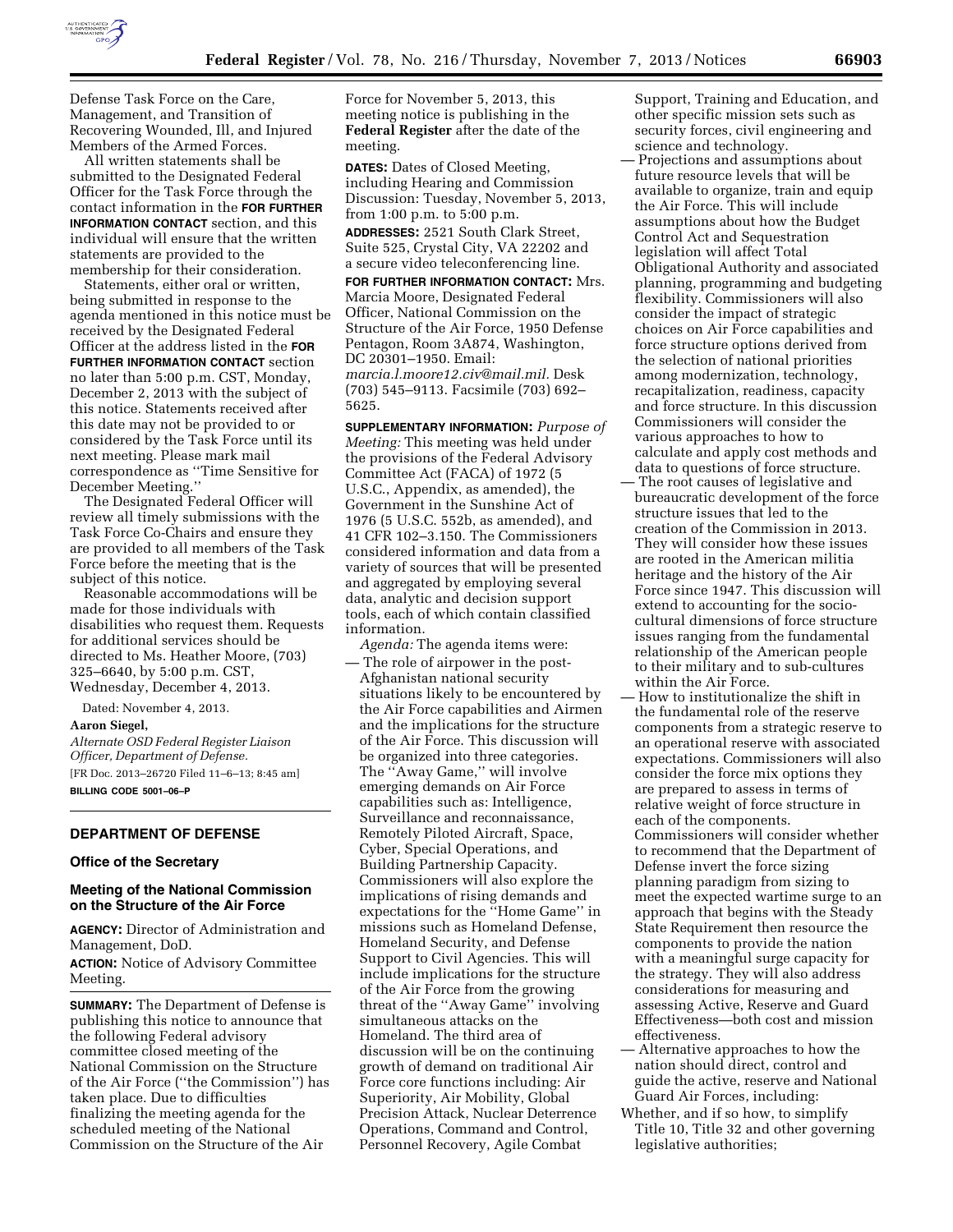Defense Task Force on the Care, Management, and Transition of Recovering Wounded, Ill, and Injured Members of the Armed Forces.

All written statements shall be submitted to the Designated Federal Officer for the Task Force through the contact information in the **FOR FURTHER INFORMATION CONTACT** section, and this individual will ensure that the written statements are provided to the membership for their consideration.

Statements, either oral or written, being submitted in response to the agenda mentioned in this notice must be received by the Designated Federal Officer at the address listed in the **FOR FURTHER INFORMATION CONTACT** section no later than 5:00 p.m. CST, Monday, December 2, 2013 with the subject of this notice. Statements received after this date may not be provided to or considered by the Task Force until its next meeting. Please mark mail correspondence as ''Time Sensitive for December Meeting.''

The Designated Federal Officer will review all timely submissions with the Task Force Co-Chairs and ensure they are provided to all members of the Task Force before the meeting that is the subject of this notice.

Reasonable accommodations will be made for those individuals with disabilities who request them. Requests for additional services should be directed to Ms. Heather Moore, (703) 325–6640, by 5:00 p.m. CST, Wednesday, December 4, 2013.

Dated: November 4, 2013.

**Aaron Siegel,**

*Alternate OSD Federal Register Liaison Officer, Department of Defense.*

[FR Doc. 2013–26720 Filed 11–6–13; 8:45 am]

**BILLING CODE 5001–06–P**

## DEPARTMENT OF DEFENSE

### Office of the Secretary

### Meeting of the National Commission on the Structure of the Air Force

**AGENCY:** Director of Administration and Management, DoD.

**ACTION:** Notice of Advisory Committee Meeting.

**SUMMARY:** The Department of Defense is publishing this notice to announce that the following Federal advisory committee closed meeting of the National Commission on the Structure of the Air Force (''the Commission'') has taken place. Due to difficulties finalizing the meeting agenda for the scheduled meeting of the National Commission on the Structure of the Air Force for November 5, 2013, this meeting notice is publishing in the **Federal Register** after the date of the meeting.

**DATES:** Dates of Closed Meeting, including Hearing and Commission Discussion: Tuesday, November 5, 2013, from 1:00 p.m. to 5:00 p.m.

**ADDRESSES:** 2521 South Clark Street, Suite 525, Crystal City, VA 22202 and a secure video teleconferencing line.

**FOR FURTHER INFORMATION CONTACT:** Mrs. Marcia Moore, Designated Federal Officer, National Commission on the Structure of the Air Force, 1950 Defense Pentagon, Room 3A874, Washington, DC 20301–1950. Email: *marcia.l.moore12.civ@mail.mil.* Desk (703) 545–9113. Facsimile (703) 692–5625.

**SUPPLEMENTARY INFORMATION:** *Purpose of Meeting:* This meeting was held under the provisions of the Federal Advisory Committee Act (FACA) of 1972 (5 U.S.C., Appendix, as amended), the Government in the Sunshine Act of 1976 (5 U.S.C. 552b, as amended), and 41 CFR 102–3.150. The Commissioners considered information and data from a variety of sources that will be presented and aggregated by employing several data, analytic and decision support tools, each of which contain classified information.

*Agenda:* The agenda items were:

— The role of airpower in the post-Afghanistan national security situations likely to be encountered by the Air Force capabilities and Airmen and the implications for the structure of the Air Force. This discussion will be organized into three categories. The ''Away Game,'' will involve emerging demands on Air Force capabilities such as: Intelligence, Surveillance and reconnaissance, Remotely Piloted Aircraft, Space, Cyber, Special Operations, and Building Partnership Capacity. Commissioners will also explore the implications of rising demands and expectations for the ''Home Game'' in missions such as Homeland Defense, Homeland Security, and Defense Support to Civil Agencies. This will include implications for the structure of the Air Force from the growing threat of the ''Away Game'' involving simultaneous attacks on the Homeland. The third area of discussion will be on the continuing growth of demand on traditional Air Force core functions including: Air Superiority, Air Mobility, Global Precision Attack, Nuclear Deterrence Operations, Command and Control, Personnel Recovery, Agile Combat Support, Training and Education, and other specific mission sets such as security forces, civil engineering and science and technology.

— Projections and assumptions about future resource levels that will be available to organize, train and equip the Air Force. This will include assumptions about how the Budget Control Act and Sequestration legislation will affect Total Obligational Authority and associated planning, programming and budgeting flexibility. Commissioners will also consider the impact of strategic choices on Air Force capabilities and force structure options derived from the selection of national priorities among modernization, technology, recapitalization, readiness, capacity and force structure. In this discussion Commissioners will consider the various approaches to how to calculate and apply cost methods and data to questions of force structure.

— The root causes of legislative and bureaucratic development of the force structure issues that led to the creation of the Commission in 2013. They will consider how these issues are rooted in the American militia heritage and the history of the Air Force since 1947. This discussion will extend to accounting for the socio-cultural dimensions of force structure issues ranging from the fundamental relationship of the American people to their military and to sub-cultures within the Air Force.

— How to institutionalize the shift in the fundamental role of the reserve components from a strategic reserve to an operational reserve with associated expectations. Commissioners will also consider the force mix options they are prepared to assess in terms of relative weight of force structure in each of the components. Commissioners will consider whether to recommend that the Department of Defense invert the force sizing planning paradigm from sizing to meet the expected wartime surge to an approach that begins with the Steady State Requirement then resource the components to provide the nation with a meaningful surge capacity for the strategy. They will also address considerations for measuring and assessing Active, Reserve and Guard Effectiveness—both cost and mission effectiveness.

— Alternative approaches to how the nation should direct, control and guide the active, reserve and National Guard Air Forces, including:

Whether, and if so how, to simplify Title 10, Title 32 and other governing legislative authorities;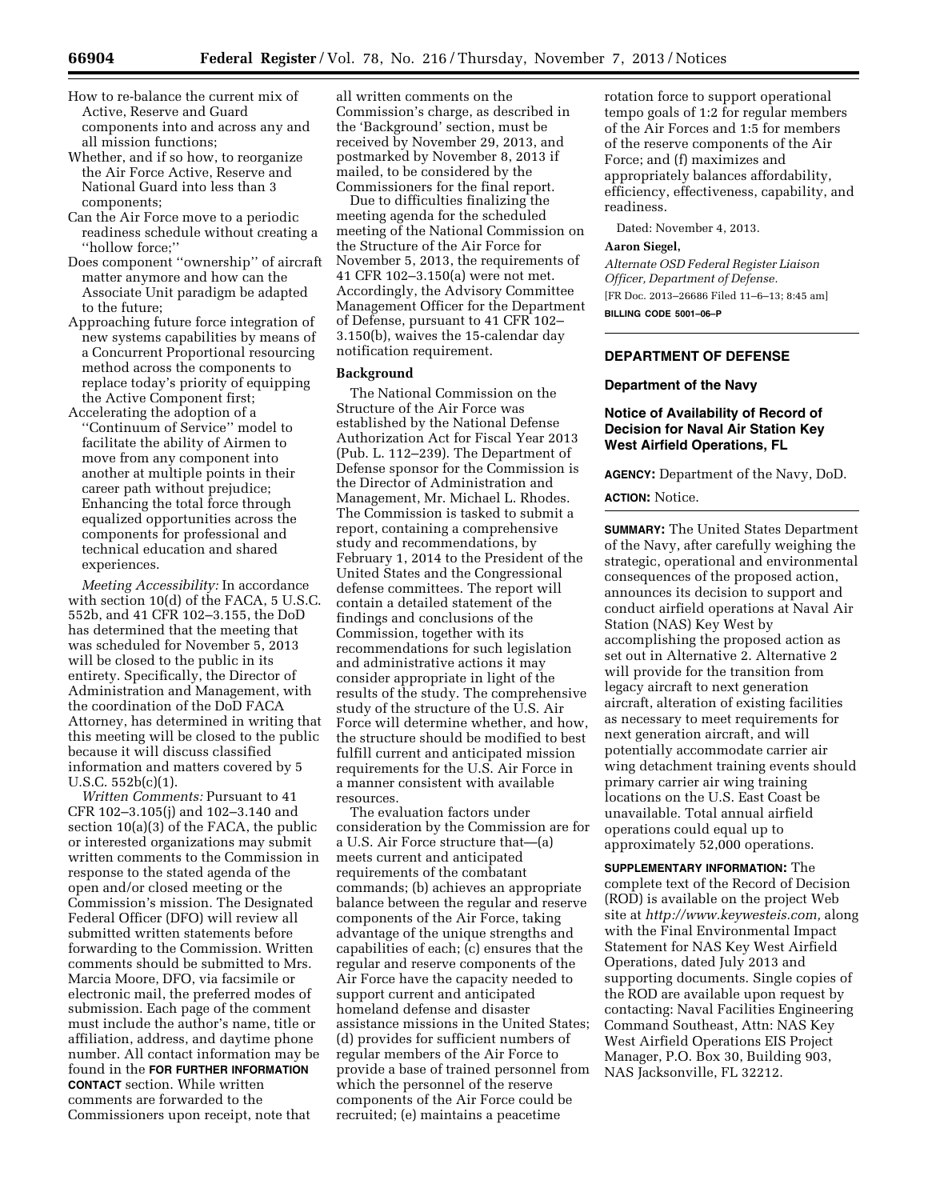How to re-balance the current mix of Active, Reserve and Guard components into and across any and all mission functions;

Whether, and if so how, to reorganize the Air Force Active, Reserve and National Guard into less than 3 components;

Can the Air Force move to a periodic readiness schedule without creating a ''hollow force;''

Does component ''ownership'' of aircraft matter anymore and how can the Associate Unit paradigm be adapted to the future;

Approaching future force integration of new systems capabilities by means of a Concurrent Proportional resourcing method across the components to replace today's priority of equipping the Active Component first;

Accelerating the adoption of a ''Continuum of Service'' model to facilitate the ability of Airmen to move from any component into another at multiple points in their career path without prejudice; Enhancing the total force through equalized opportunities across the components for professional and technical education and shared experiences.

*Meeting Accessibility:* In accordance with section 10(d) of the FACA, 5 U.S.C. 552b, and 41 CFR 102–3.155, the DoD has determined that the meeting that was scheduled for November 5, 2013 will be closed to the public in its entirety. Specifically, the Director of Administration and Management, with the coordination of the DoD FACA Attorney, has determined in writing that this meeting will be closed to the public because it will discuss classified information and matters covered by 5 U.S.C. 552b(c)(1).

*Written Comments:* Pursuant to 41 CFR 102–3.105(j) and 102–3.140 and section 10(a)(3) of the FACA, the public or interested organizations may submit written comments to the Commission in response to the stated agenda of the open and/or closed meeting or the Commission's mission. The Designated Federal Officer (DFO) will review all submitted written statements before forwarding to the Commission. Written comments should be submitted to Mrs. Marcia Moore, DFO, via facsimile or electronic mail, the preferred modes of submission. Each page of the comment must include the author's name, title or affiliation, address, and daytime phone number. All contact information may be found in the **FOR FURTHER INFORMATION CONTACT** section. While written comments are forwarded to the Commissioners upon receipt, note that all written comments on the Commission's charge, as described in the 'Background' section, must be received by November 29, 2013, and postmarked by November 8, 2013 if mailed, to be considered by the Commissioners for the final report.

Due to difficulties finalizing the meeting agenda for the scheduled meeting of the National Commission on the Structure of the Air Force for November 5, 2013, the requirements of 41 CFR 102–3.150(a) were not met. Accordingly, the Advisory Committee Management Officer for the Department of Defense, pursuant to 41 CFR 102–3.150(b), waives the 15-calendar day notification requirement.

**Background**

The National Commission on the Structure of the Air Force was established by the National Defense Authorization Act for Fiscal Year 2013 (Pub. L. 112–239). The Department of Defense sponsor for the Commission is the Director of Administration and Management, Mr. Michael L. Rhodes. The Commission is tasked to submit a report, containing a comprehensive study and recommendations, by February 1, 2014 to the President of the United States and the Congressional defense committees. The report will contain a detailed statement of the findings and conclusions of the Commission, together with its recommendations for such legislation and administrative actions it may consider appropriate in light of the results of the study. The comprehensive study of the structure of the U.S. Air Force will determine whether, and how, the structure should be modified to best fulfill current and anticipated mission requirements for the U.S. Air Force in a manner consistent with available resources.

The evaluation factors under consideration by the Commission are for a U.S. Air Force structure that—(a) meets current and anticipated requirements of the combatant commands; (b) achieves an appropriate balance between the regular and reserve components of the Air Force, taking advantage of the unique strengths and capabilities of each; (c) ensures that the regular and reserve components of the Air Force have the capacity needed to support current and anticipated homeland defense and disaster assistance missions in the United States; (d) provides for sufficient numbers of regular members of the Air Force to provide a base of trained personnel from which the personnel of the reserve components of the Air Force could be recruited; (e) maintains a peacetime rotation force to support operational tempo goals of 1:2 for regular members of the Air Forces and 1:5 for members of the reserve components of the Air Force; and (f) maximizes and appropriately balances affordability, efficiency, effectiveness, capability, and readiness.

Dated: November 4, 2013.

**Aaron Siegel,**

*Alternate OSD Federal Register Liaison Officer, Department of Defense.*

[FR Doc. 2013–26686 Filed 11–6–13; 8:45 am]

**BILLING CODE 5001–06–P**

## DEPARTMENT OF DEFENSE

### Department of the Navy

### Notice of Availability of Record of Decision for Naval Air Station Key West Airfield Operations, FL

**AGENCY:** Department of the Navy, DoD.

**ACTION:** Notice.

**SUMMARY:** The United States Department of the Navy, after carefully weighing the strategic, operational and environmental consequences of the proposed action, announces its decision to support and conduct airfield operations at Naval Air Station (NAS) Key West by accomplishing the proposed action as set out in Alternative 2. Alternative 2 will provide for the transition from legacy aircraft to next generation aircraft, alteration of existing facilities as necessary to meet requirements for next generation aircraft, and will potentially accommodate carrier air wing detachment training events should primary carrier air wing training locations on the U.S. East Coast be unavailable. Total annual airfield operations could equal up to approximately 52,000 operations.

**SUPPLEMENTARY INFORMATION:** The complete text of the Record of Decision (ROD) is available on the project Web site at *http://www.keywesteis.com,* along with the Final Environmental Impact Statement for NAS Key West Airfield Operations, dated July 2013 and supporting documents. Single copies of the ROD are available upon request by contacting: Naval Facilities Engineering Command Southeast, Attn: NAS Key West Airfield Operations EIS Project Manager, P.O. Box 30, Building 903, NAS Jacksonville, FL 32212.